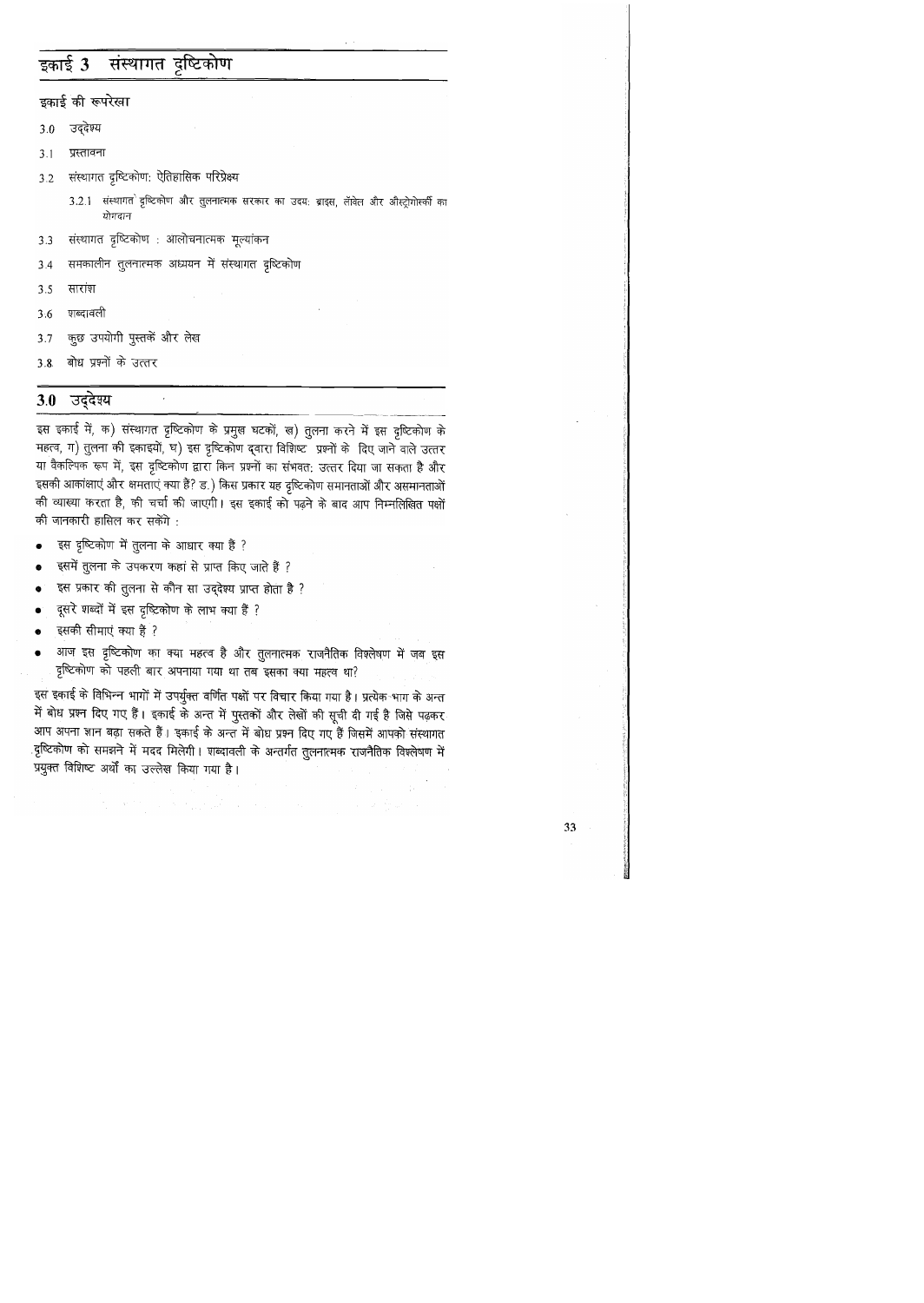# इकाई 3 संस्थागत दृष्टिकोण

## इकाई की रूपरेखा

3.0 उद्देश्य

3.1 प्रस्तावना

3.2 संस्थागत दृष्टिकोण: ऐतिहासिक परिप्रेक्ष्य

  3.2.1 संस्थागत दृष्टिकोण और तुलनात्मक सरकार का उदय: ब्राइस, लॉवेल और औस्ट्रोगोर्स्की का योगदान

3.3 संस्थागत दृष्टिकोण : आलोचनात्मक मूल्यांकन

3.4 समकालीन तुलनात्मक अध्ययन में संस्थागत दृष्टिकोण

3.5 सारांश

3.6 शब्दावली

3.7 कुछ उपयोगी पुस्तकें और लेख

3.8 बोध प्रश्नों के उत्तर

## 3.0 उद्देश्य

इस इकाई में, क) संस्थागत दृष्टिकोण के प्रमुख घटकों, ख) तुलना करने में इस दृष्टिकोण के महत्व, ग) तुलना की इकाइयों, घ) इस दृष्टिकोण द्वारा विशिष्ट प्रश्नों के दिए जाने वाले उत्तर या वैकल्पिक रूप में, इस दृष्टिकोण द्वारा किन प्रश्नों का संभवतः उत्तर दिया जा सकता है और इसकी आकांक्षाएं और क्षमताएं क्या हैं? ङ) किस प्रकार यह दृष्टिकोण समानताओं और असमानताओं की व्याख्या करता है, की चर्चा की जाएगी। इस इकाई को पढ़ने के बाद आप निम्नलिखित पक्षों की जानकारी हासिल कर सकेंगे :

- इस दृष्टिकोण में तुलना के आधार क्या हैं ?
- इसमें तुलना के उपकरण कहां से प्राप्त किए जाते हैं ?
- इस प्रकार की तुलना से कौन सा उद्देश्य प्राप्त होता है ?
- दूसरे शब्दों में इस दृष्टिकोण के लाभ क्या हैं ?
- इसकी सीमाएं क्या हैं ?
- आज इस दृष्टिकोण का क्या महत्व है और तुलनात्मक राजनैतिक विश्लेषण में जब इस दृष्टिकोण को पहली बार अपनाया गया था तब इसका क्या महत्व था?

इस इकाई के विभिन्न भागों में उपर्युक्त वर्णित पक्षों पर विचार किया गया है। प्रत्येक भाग के अन्त में बोध प्रश्न दिए गए हैं। इकाई के अन्त में पुस्तकों और लेखों की सूची दी गई है जिसे पढ़कर आप अपना ज्ञान बढ़ा सकते हैं। इकाई के अन्त में बोध प्रश्न दिए गए हैं जिसमें आपको संस्थागत दृष्टिकोण को समझने में मदद मिलेगी। शब्दावली के अन्तर्गत तुलनात्मक राजनैतिक विश्लेषण में प्रयुक्त विशिष्ट अर्थों का उल्लेख किया गया है।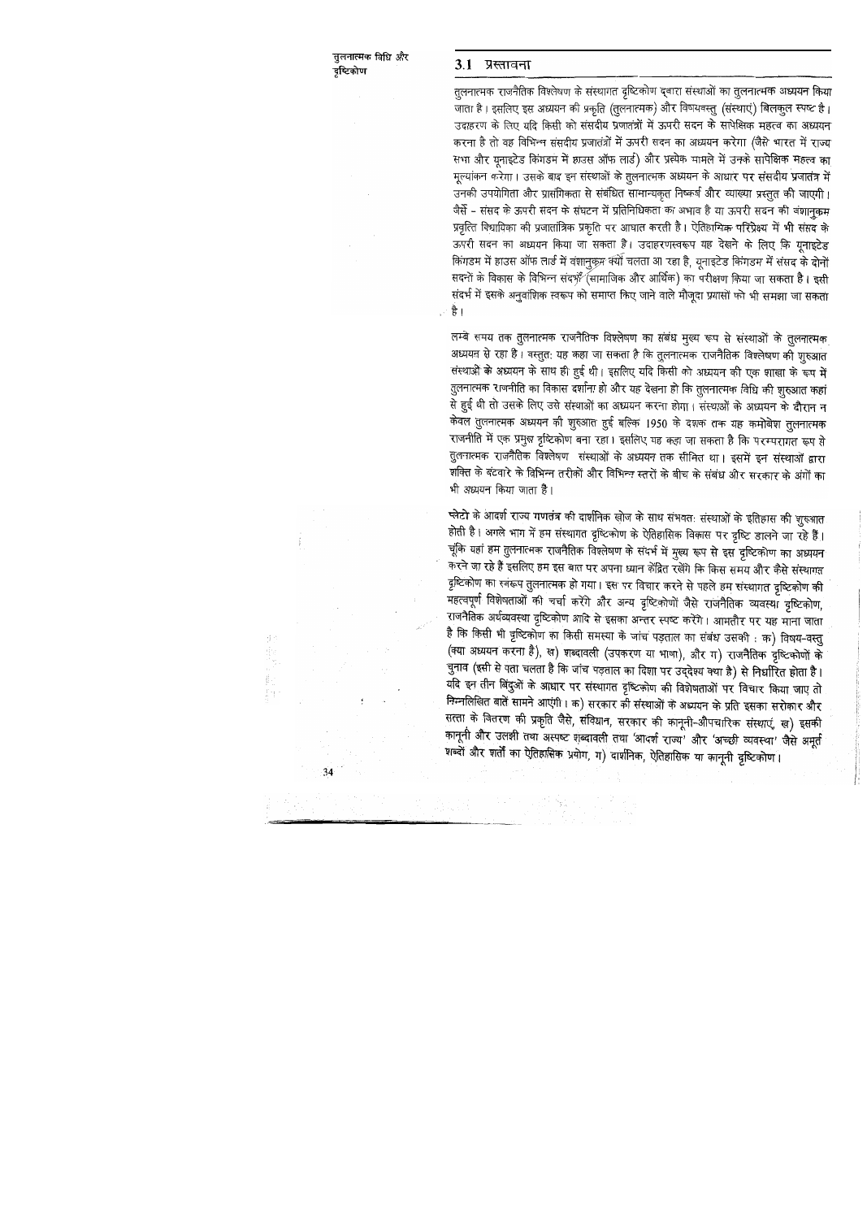## 3.1 प्रस्तावना

तुलनात्मक राजनैतिक विश्लेषण के संस्थागत दृष्टिकोण द्वारा संस्थाओं का तुलनात्मक अध्ययन किया जाता है। इसलिए इस अध्ययन की प्रकृति (तुलनात्मक) और विषयवस्तु (संस्थाएं) बिलकुल स्पष्ट है। उदाहरण के लिए यदि किसी को संसदीय प्रजातंत्रों में ऊपरी सदन के सापेक्षिक महत्व का अध्ययन करना है तो वह विभिन्न संसदीय प्रजातंत्रों में ऊपरी सदन का अध्ययन करेगा (जैसे भारत में राज्य सभा और यूनाइटेड किंगडम में हाउस ऑफ लार्ड) और प्रत्येक मामले में उनके सापेक्षिक महत्व का मूल्यांकन करेगा। उसके बाद इन संस्थाओं के तुलनात्मक अध्ययन के आधार पर संसदीय प्रजातंत्र में उनकी उपयोगिता और प्रासंगिकता से संबंधित सामान्यकृत निष्कर्ष और व्याख्या प्रस्तुत की जाएगी। जैसे – संसद के ऊपरी सदन के संघटन में प्रतिनिधिकता का अभाव है या ऊपरी सदन की वंशानुक्रम प्रवृत्ति विधायिका की प्रजातांत्रिक प्रकृति पर आघात करती है। ऐतिहासिक परिप्रेक्ष्य में भी संसद के ऊपरी सदन का अध्ययन किया जा सकता है। उदाहरणस्वरूप यह देखने के लिए कि यूनाइटेड किंगडम में हाउस ऑफ लार्ड में वंशानुक्रम क्यों चलता आ रहा है, यूनाइटेड किंगडम में संसद के दोनों सदनों के विकास के विभिन्न संदर्भों (सामाजिक और आर्थिक) का परीक्षण किया जा सकता है। इसी संदर्भ में इसके अनुवांशिक स्वरूप को समाप्त किए जाने वाले मौजूदा प्रयासों को भी समझा जा सकता है।

लम्बे समय तक तुलनात्मक राजनैतिक विश्लेषण का संबंध मुख्य रूप से संस्थाओं के तुलनात्मक अध्ययन से रहा है। वस्तुतः यह कहा जा सकता है कि तुलनात्मक राजनैतिक विश्लेषण की शुरुआत संस्थाओं के अध्ययन के साथ ही हुई थी। इसलिए यदि किसी को अध्ययन की एक शाखा के रूप में तुलनात्मक राजनीति का विकास दर्शाना हो और यह देखना हो कि तुलनात्मक विधि की शुरुआत कहां से हुई थी तो उसके लिए उसे संस्थाओं का अध्ययन करना होगा। संस्थाओं के अध्ययन के दौरान न केवल तुलनात्मक अध्ययन की शुरुआत हुई बल्कि 1950 के दशक तक यह कमोबेश तुलनात्मक राजनीति में एक प्रमुख दृष्टिकोण बना रहा। इसलिए यह कहा जा सकता है कि परम्परागत रूप से तुलनात्मक राजनैतिक विश्लेषण संस्थाओं के अध्ययन तक सीमित था। इसमें इन संस्थाओं द्वारा शक्ति के बंटवारे के विभिन्न तरीकों और विभिन्न स्तरों के बीच के संबंध और सरकार के अंगों का भी अध्ययन किया जाता है।

प्लेटो के आदर्श राज्य **गणतंत्र** की दार्शनिक खोज के साथ संभवतः संस्थाओं के इतिहास की शुरुआत होती है। अगले भाग में हम संस्थागत दृष्टिकोण के ऐतिहासिक विकास पर दृष्टि डालने जा रहे हैं। चूंकि यहां हम तुलनात्मक राजनैतिक विश्लेषण के संदर्भ में मुख्य रूप से इस दृष्टिकोण का अध्ययन करने जा रहे हैं इसलिए हम इस बात पर अपना ध्यान केंद्रित रखेंगे कि किस समय और कैसे संस्थागत दृष्टिकोण का स्वरूप तुलनात्मक हो गया। इस पर विचार करने से पहले हम संस्थागत दृष्टिकोण की महत्वपूर्ण विशेषताओं की चर्चा करेंगे और अन्य दृष्टिकोणों जैसे राजनैतिक व्यवस्था दृष्टिकोण, राजनैतिक अर्थव्यवस्था दृष्टिकोण आदि से इसका अन्तर स्पष्ट करेंगे। आमतौर पर यह माना जाता है कि किसी भी दृष्टिकोण का किसी समस्या के जांच पड़ताल का संबंध उसकी : क) विषय-वस्तु (क्या अध्ययन करना है), ख) शब्दावली (उपकरण या भाषा), और ग) राजनैतिक दृष्टिकोणों के चुनाव (इसी से पता चलता है कि जांच पड़ताल का दिशा पर उद्देश्य क्या है) से निर्धारित होता है। यदि इन तीन बिंदुओं के आधार पर संस्थागत दृष्टिकोण की विशेषताओं पर विचार किया जाए तो निम्नलिखित बातें सामने आएंगी। क) सरकार की संस्थाओं के अध्ययन के प्रति इसका सरोकार और सत्ता के वितरण की प्रकृति जैसे, संविधान, सरकार की कानूनी-औपचारिक संस्थाएं, ख) इसकी कानूनी और उलझी तथा अस्पष्ट शब्दावली तथा 'आदर्श राज्य' और 'अच्छी व्यवस्था' जैसे अमूर्त शब्दों और शर्तों का ऐतिहासिक प्रयोग, ग) दार्शनिक, ऐतिहासिक या कानूनी दृष्टिकोण।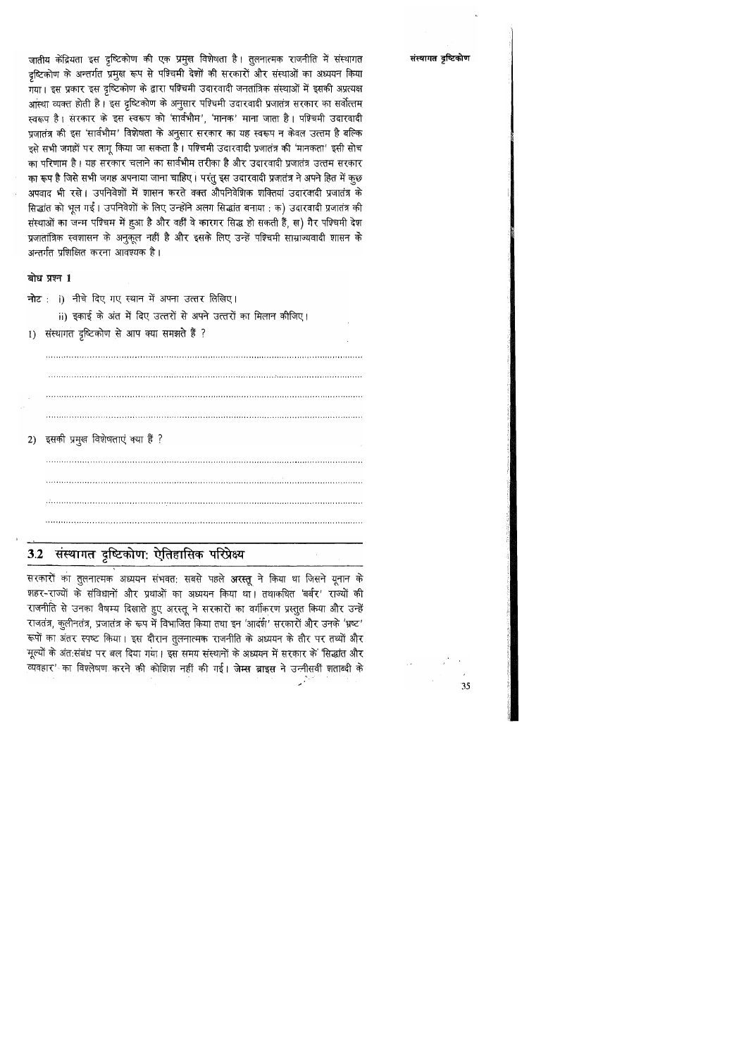जातीय केंद्रियता इस दृष्टिकोण की एक प्रमुख विशेषता है। तुलनात्मक राजनीति में संस्थागत दृष्टिकोण के अन्तर्गत प्रमुख रूप से पश्चिमी देशों की सरकारों और संस्थाओं का अध्ययन किया गया। इस प्रकार इस दृष्टिकोण के द्वारा पश्चिमी उदारवादी जनतांत्रिक संस्थाओं में इसकी अप्रत्यक्ष आस्था व्यक्त होती है। इस दृष्टिकोण के अनुसार पश्चिमी उदारवादी प्रजातंत्र सरकार का सर्वोत्तम स्वरूप है। सरकार के इस स्वरूप को 'सार्वभौम', 'मानक' माना जाता है। पश्चिमी उदारवादी प्रजातंत्र की इस 'सार्वभौम' विशेषता के अनुसार सरकार का यह स्वरूप न केवल उत्तम है बल्कि इसे सभी जगहों पर लागू किया जा सकता है। पश्चिमी उदारवादी प्रजातंत्र की 'मानकता' इसी सोच का परिणाम है। यह सरकार चलाने का सार्वभौम तरीका है और उदारवादी प्रजातंत्र उत्तम सरकार का रूप है जिसे सभी जगह अपनाया जाना चाहिए। परंतु इस उदारवादी प्रजातंत्र ने अपने हित में कुछ अपवाद भी रखे। उपनिवेशों में शासन करते वक्त औपनिवेशिक शक्तियां उदारवादी प्रजातंत्र के सिद्धांत को भूल गईं। उपनिवेशों के लिए उन्होंने अलग सिद्धांत बनाया : क) उदारवादी प्रजातंत्र की संस्थाओं का जन्म पश्चिम में हुआ है और वहीं वे कारगर सिद्ध हो सकती हैं, ख) गैर पश्चिमी देश प्रजातांत्रिक स्वशासन के अनुकूल नहीं है और इसके लिए उन्हें पश्चिमी साम्राज्यवादी शासन के अन्तर्गत प्रशिक्षित करना आवश्यक है।

### बोध प्रश्न 1

**नोट :** i) नीचे दिए गए स्थान में अपना उत्तर लिखिए।

ii) इकाई के अंत में दिए उत्तरों से अपने उत्तरों का मिलान कीजिए।

1) संस्थागत दृष्टिकोण से आप क्या समझते हैं ?

..........................................................................................................

..........................................................................................................

..........................................................................................................

..........................................................................................................

2) इसकी प्रमुख विशेषताएं क्या हैं ?

..........................................................................................................

..........................................................................................................

..........................................................................................................

..........................................................................................................

## 3.2 संस्थागत दृष्टिकोण: ऐतिहासिक परिप्रेक्ष्य

सरकारों का तुलनात्मक अध्ययन संभवत: सबसे पहले **अरस्तू** ने किया था जिसने यूनान के शहर-राज्यों के संविधानों और प्रथाओं का अध्ययन किया था। तथाकथित 'बर्बर' राज्यों की राजनीति से उनका वैषम्य दिखाते हुए अरस्तू ने सरकारों का वर्गीकरण प्रस्तुत किया और उन्हें राजतंत्र, कुलीनतंत्र, प्रजातंत्र के रूप में विभाजित किया तथा इन 'आदर्श' सरकारों और उनके 'भ्रष्ट' रूपों का अंतर स्पष्ट किया। इस दौरान तुलनात्मक राजनीति के अध्ययन के तौर पर तथ्यों और मूल्यों के अंत:संबंध पर बल दिया गया। इस समय संस्थानों के अध्ययन में सरकार के 'सिद्धांत और व्यवहार' का विश्लेषण करने की कोशिश नहीं की गई। **जेम्स ब्राइस** ने उन्नीसवीं शताब्दी के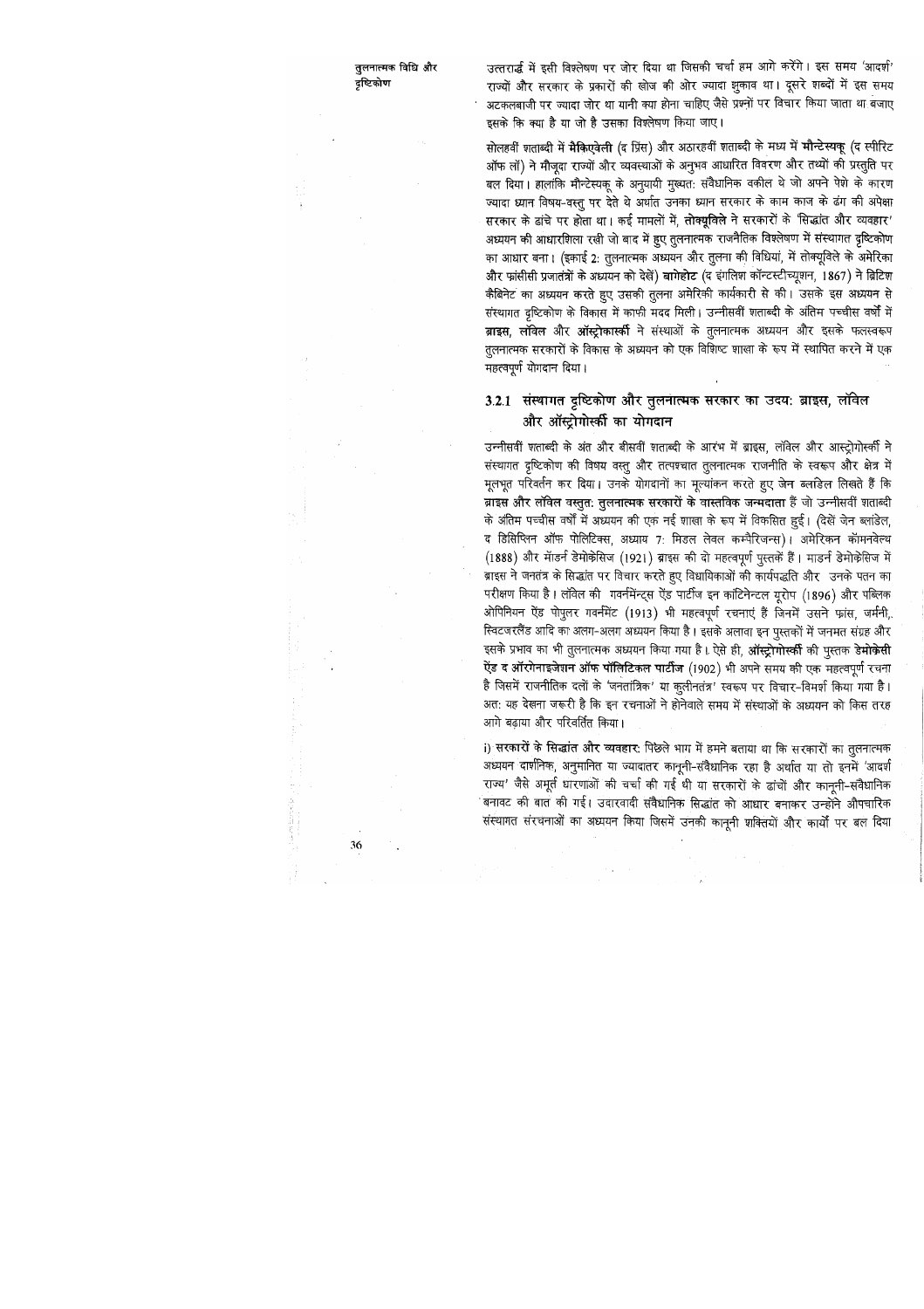उत्तरार्द्ध में इसी विश्लेषण पर जोर दिया था जिसकी चर्चा हम आगे करेंगे। इस समय 'आदर्श' राज्यों और सरकार के प्रकारों की खोज की ओर ज्यादा झुकाव था। दूसरे शब्दों में इस समय अटकलबाजी पर ज्यादा जोर था यानी क्या होना चाहिए जैसे प्रश्नों पर विचार किया जाता था बजाए इसके कि क्या है या जो है उसका विश्लेषण किया जाए।

सोलहवीं शताब्दी में **मैकिएवेली** (द प्रिंस) और अठारहवीं शताब्दी के मध्य में **मौन्टेस्क्यू** (द स्पीरिट ऑफ लॉ) ने मौजूदा राज्यों और व्यवस्थाओं के अनुभव आधारित विवरण और तथ्यों की प्रस्तुति पर बल दिया। हालांकि मौन्टेस्क्यू के अनुयायी मुख्यतः संवैधानिक वकील थे जो अपने पेशे के कारण ज्यादा ध्यान विषय-वस्तु पर देते थे अर्थात उनका ध्यान सरकार के काम काज के ढंग की अपेक्षा सरकार के ढांचे पर होता था। कई मामलों में, **तोक्यूविले** ने सरकारों के 'सिद्धांत और व्यवहार' अध्ययन की आधारशिला रखी जो बाद में हुए तुलनात्मक राजनैतिक विश्लेषण में संस्थागत दृष्टिकोण का आधार बना। (इकाई 2: तुलनात्मक अध्ययन और तुलना की विधियां, में तोक्यूविले के अमेरिका और फ्रांसीसी प्रजातंत्रों के अध्ययन को देखें) **बागेहोट** (द इंगलिश कॉन्टस्टीच्यूशन, 1867) ने ब्रिटिश कैबिनेट का अध्ययन करते हुए उसकी तुलना अमेरिकी कार्यकारी से की। उसके इस अध्ययन से संस्थागत दृष्टिकोण के विकास में काफी मदद मिली। उन्नीसवीं शताब्दी के अंतिम पच्चीस वर्षों में **ब्राइस, लॉवेल** और **ऑस्ट्रोकार्स्की** ने संस्थाओं के तुलनात्मक अध्ययन और इसके फलस्वरूप तुलनात्मक सरकारों के विकास के अध्ययन को एक विशिष्ट शाखा के रूप में स्थापित करने में एक महत्वपूर्ण योगदान दिया।

### 3.2.1 संस्थागत दृष्टिकोण और तुलनात्मक सरकार का उदय: ब्राइस, लॉविल और ऑस्ट्रोगोर्स्की का योगदान

उन्नीसवीं शताब्दी के अंत और बीसवीं शताब्दी के आरंभ में ब्राइस, लॉविल और आस्ट्रोगोर्स्की ने संस्थागत दृष्टिकोण की विषय वस्तु और तत्पश्चात तुलनात्मक राजनीति के स्वरूप और क्षेत्र में मूलभूत परिवर्तन कर दिया। उनके योगदानों का मूल्यांकन करते हुए जेन ब्लांडेल लिखते हैं कि **ब्राइस और लॉविल वस्तुतः तुलनात्मक सरकारों के वास्तविक जन्मदाता** हैं जो उन्नीसवीं शताब्दी के अंतिम पच्चीस वर्षों में अध्ययन की एक नई शाखा के रूप में विकसित हुई। (देखें जेन ब्लांडेल, द डिसिप्लिन ऑफ पोलिटिक्स, अध्याय 7: मिडल लेवल कम्पैरिजन्स)। अमेरिकन कॉमनवेल्थ (1888) और मॉडर्न डेमोक्रेसिज (1921) ब्राइस की दो महत्वपूर्ण पुस्तकें हैं। माडर्न डेमोक्रेसिज में ब्राइस ने जनतंत्र के सिद्धांत पर विचार करते हुए विधायिकाओं की कार्यपद्धति और उनके पतन का परीक्षण किया है। लॉविल की गवर्नमेंट्स ऐंड पार्टीज इन कांटिनेन्टल यूरोप (1896) और पब्लिक ओपिनियन ऐंड पोपुलर गवर्नमेंट (1913) भी महत्वपूर्ण रचनाएं हैं जिनमें उसने फ्रांस, जर्मनी, स्विटजरलैंड आदि का अलग-अलग अध्ययन किया है। इसके अलावा इन पुस्तकों में जनमत संग्रह और इसके प्रभाव का भी तुलनात्मक अध्ययन किया गया है। ऐसे ही, **ऑस्ट्रोगोर्स्की** की पुस्तक **डेमोक्रेसी ऐंड द ऑरगेनाइजेशन ऑफ पॉलिटिकल पार्टीज** (1902) भी अपने समय की एक महत्वपूर्ण रचना है जिसमें राजनीतिक दलों के 'जनतांत्रिक' या कुलीनतंत्र' स्वरूप पर विचार-विमर्श किया गया है। अतः यह देखना जरूरी है कि इन रचनाओं ने होनेवाले समय में संस्थाओं के अध्ययन को किस तरह आगे बढ़ाया और परिवर्तित किया।

i) **सरकारों के सिद्धांत और व्यवहार:** पिछले भाग में हमने बताया था कि सरकारों का तुलनात्मक अध्ययन दार्शनिक, अनुमानित या ज्यादातर कानूनी-संवैधानिक रहा है अर्थात या तो इनमें 'आदर्श राज्य' जैसे अमूर्त धारणाओं की चर्चा की गई थी या सरकारों के ढांचों और कानूनी-संवैधानिक बनावट की बात की गई। उदारवादी संवैधानिक सिद्धांत को आधार बनाकर उन्होंने औपचारिक संस्थागत संरचनाओं का अध्ययन किया जिसमें उनकी कानूनी शक्तियों और कार्यों पर बल दिया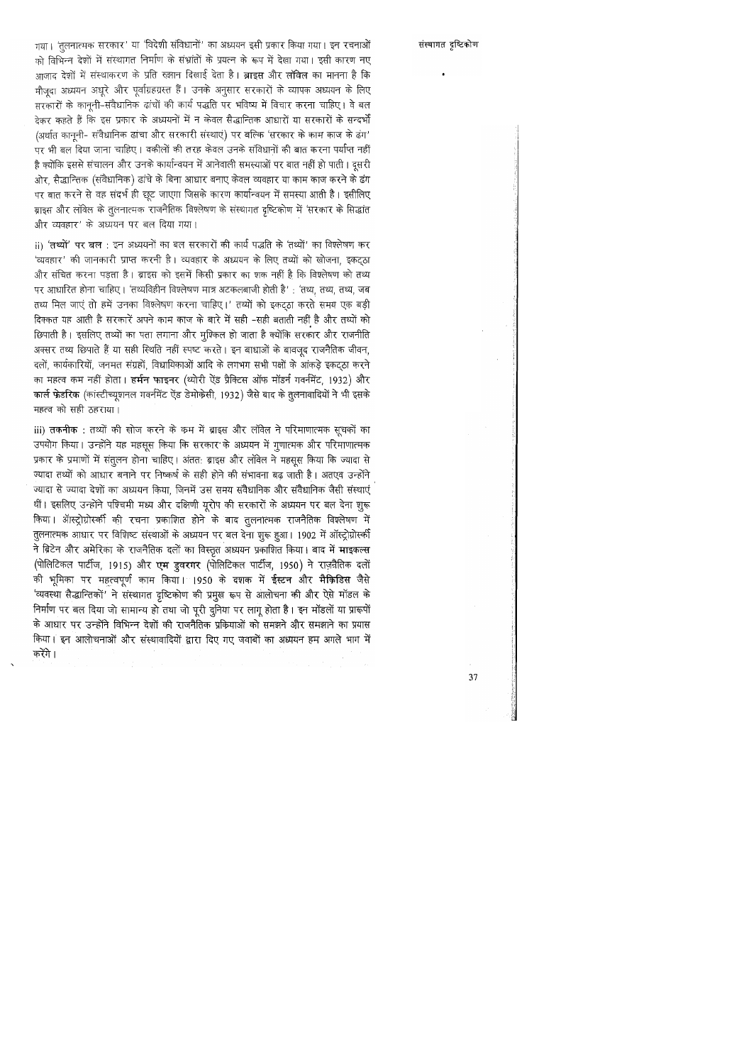गया। 'तुलनात्मक सरकार' या 'विदेशी संविधानों' का अध्ययन इसी प्रकार किया गया। इन रचनाओं को विभिन्न देशों में संस्थागत निर्माण के संभ्रांतों के प्रयत्न के रूप में देखा गया। इसी कारण नए आजाद देशों में संस्थाकरण के प्रति रुझान दिखाई देता है। **ब्राइस** और **लॉवेल** का मानना है कि मौजूदा अध्ययन अधूरे और पूर्वाग्रहग्रस्त हैं। उनके अनुसार सरकारों के व्यापक अध्ययन के लिए सरकारों के कानूनी-संवैधानिक ढांचों की कार्य पद्धति पर भविष्य में विचार करना चाहिए। वे बल देकर कहते हैं कि इस प्रकार के अध्ययनों में न केवल सैद्धान्तिक आधारों या सरकारों के सन्दर्भों (अर्थात कानूनी- संवैधानिक ढांचा और सरकारी संस्थाएं) पर बल्कि 'सरकार के काम काज के ढंग' पर भी बल दिया जाना चाहिए। वकीलों की तरह केवल उनके संविधानों की बात करना पर्याप्त नहीं है क्योंकि इससे संचालन और उनके कार्यान्वयन में आनेवाली समस्याओं पर बात नहीं हो पाती। दूसरी ओर, सैद्धान्तिक (संवैधानिक) ढांचे के बिना आधार बनाए केवल व्यवहार या काम काज करने के ढंग पर बात करने से वह संदर्भ ही छूट जाएगा जिसके कारण कार्यान्वयन में समस्या आती है। इसीलिए ब्राइस और लॉवेल के तुलनात्मक राजनैतिक विश्लेषण के संस्थागत दृष्टिकोण में 'सरकार के सिद्धांत और व्यवहार' के अध्ययन पर बल दिया गया।

ii) **'तथ्यों' पर बल** : इन अध्ययनों का बल सरकारों की कार्य पद्धति के 'तथ्यों' का विश्लेषण कर 'व्यवहार' की जानकारी प्राप्त करनी है। व्यवहार के अध्ययन के लिए तथ्यों को खोजना, इकट्ठा और संचित करना पड़ता है। ब्राइस को इसमें किसी प्रकार का शक नहीं है कि विश्लेषण को तथ्य पर आधारित होना चाहिए। 'तथ्यविहीन विश्लेषण मात्र अटकलबाजी होती है' : 'तथ्य, तथ्य, तथ्य, जब तथ्य मिल जाएं तो हमें उनका विश्लेषण करना चाहिए।' तथ्यों को इकट्ठा करते समय एक बड़ी दिक्कत यह आती है सरकारें अपने काम काज के बारे में सही -सही बताती नहीं है और तथ्यों को छिपाती है। इसलिए तथ्यों का पता लगाना और मुश्किल हो जाता है क्योंकि सरकार और राजनीति अक्सर तथ्य छिपाते हैं या सही स्थिति नहीं स्पष्ट करते। इन बाधाओं के बावजूद राजनैतिक जीवन, दलों, कार्यकारियों, जनमत संग्रहों, विधायिकाओं आदि के लगभग सभी पक्षों के आंकड़े इकट्ठा करने का महत्व कम नहीं होता। **हर्मन फाइनर** (थ्योरी ऐंड प्रैक्टिस ऑफ मॉडर्न गवर्नमेंट, 1932) और **कार्ल फ्रेडरिक** (कांस्टीच्यूशनल गवर्नमेंट ऐंड डेमोक्रेसी, 1932) जैसे बाद के तुलनावादियों ने भी इसके महत्व को सही ठहराया।

iii) **तकनीक** : तथ्यों की खोज करने के क्रम में ब्राइस और लॉवेल ने परिमाणात्मक सूचकों का उपयोग किया। उन्होंने यह महसूस किया कि सरकार के अध्ययन में गुणात्मक और परिमाणात्मक प्रकार के प्रमाणों में संतुलन होना चाहिए। अंततः ब्राइस और लॉवेल ने महसूस किया कि ज्यादा से ज्यादा तथ्यों को आधार बनाने पर निष्कर्ष के सही होने की संभावना बढ़ जाती है। अतएव उन्होंने ज्यादा से ज्यादा देशों का अध्ययन किया, जिनमें उस समय संवैधानिक और संवैधानिक जैसी संस्थाएं थीं। इसलिए उन्होंने पश्चिमी मध्य और दक्षिणी यूरोप की सरकारों के अध्ययन पर बल देना शुरू किया। ऑस्ट्रोग्रोर्स्की की रचना प्रकाशित होने के बाद तुलनात्मक राजनैतिक विश्लेषण में तुलनात्मक आधार पर विशिष्ट संस्थाओं के अध्ययन पर बल देना शुरू हुआ। 1902 में ऑस्ट्रोग्रोर्स्की ने ब्रिटेन और अमेरिका के राजनैतिक दलों का विस्तृत अध्ययन प्रकाशित किया। बाद में **माइकल्स** (पोलिटिकल पार्टीज, 1915) और **एम डुवरगर** (पोलिटिकल पार्टीज, 1950) ने राजनैतिक दलों की भूमिका पर महत्वपूर्ण काम किया। 1950 के दशक में **ईस्टन** और **मैक्रिडिस** जैसे 'व्यवस्था सैद्धान्तिकों' ने संस्थागत दृष्टिकोण की प्रमुख रूप से आलोचना की और ऐसे मॉडल के निर्माण पर बल दिया जो सामान्य हो तथा जो पूरी दुनिया पर लागू होता है। इन मॉडलों या प्रारूपों के आधार पर उन्होंने विभिन्न देशों की राजनैतिक प्रक्रियाओं को समझने और समझाने का प्रयास किया। इन आलोचनाओं और संस्थावादियों द्वारा दिए गए जवाबों का अध्ययन हम अगले भाग में करेंगे।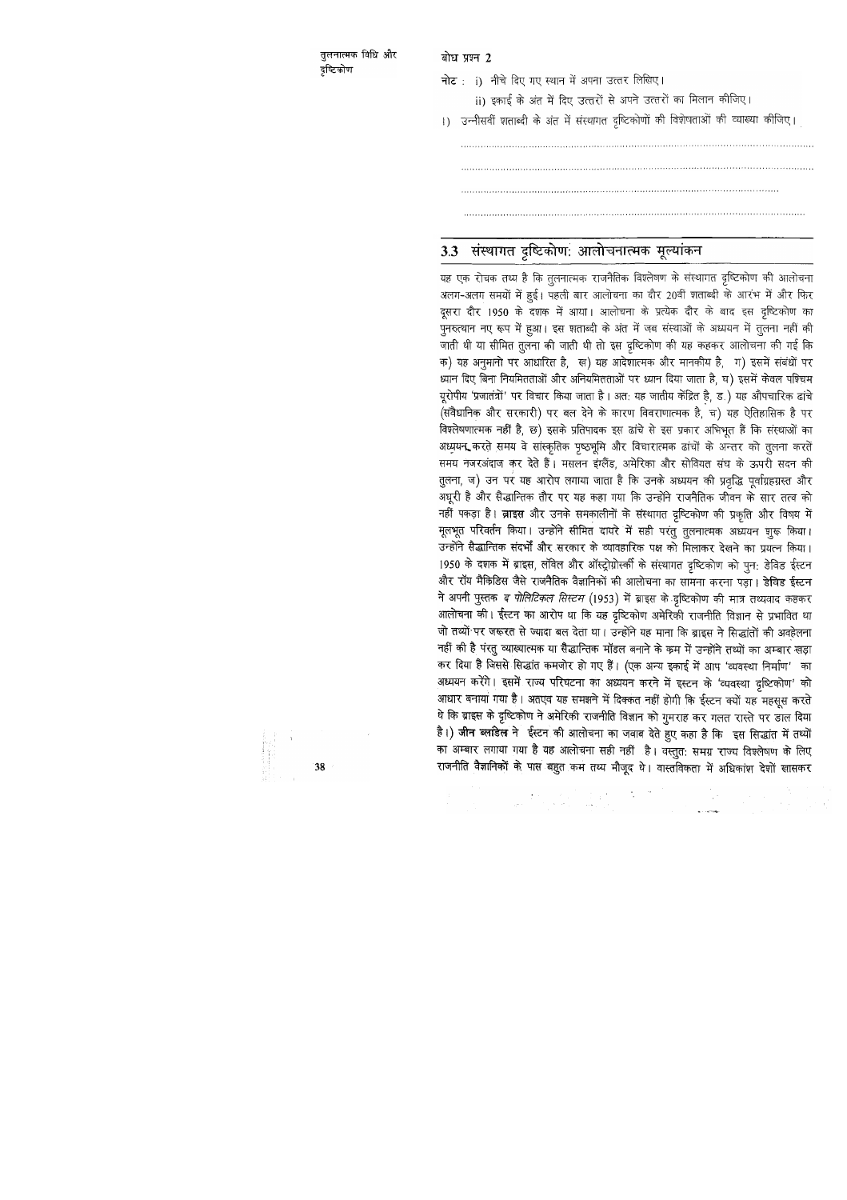बोध प्रश्न 2

नोट : i) नीचे दिए गए स्थान में अपना उत्तर लिखिए।

ii) इकाई के अंत में दिए गए उत्तरों से अपने उत्तरों का मिलान कीजिए।

1) उन्नीसवीं शताब्दी के अंत में संस्थागत दृष्टिकोणों की विशेषताओं की व्याख्या कीजिए।

............................................................................................................

............................................................................................................

............................................................................................................

............................................................................................................

## 3.3 संस्थागत दृष्टिकोण: आलोचनात्मक मूल्यांकन

यह एक रोचक तथ्य है कि तुलनात्मक राजनैतिक विश्लेषण के संस्थागत दृष्टिकोण की आलोचना अलग-अलग समयों में हुई। पहली बार आलोचना का दौर 20वीं शताब्दी के आरंभ में और फिर दूसरा दौर 1950 के दशक में आया। आलोचना के प्रत्येक दौर के बाद इस दृष्टिकोण का पुनरुत्थान नए रूप में हुआ। इस शताब्दी के अंत में जब संस्थाओं के अध्ययन में तुलना नहीं की जाती थी या सीमित तुलना की जाती थी तो इस दृष्टिकोण की यह कहकर आलोचना की गई कि क) यह अनुमानों पर आधारित है, ख) यह आदेशात्मक और मानकीय है, ग) इसमें संबंधों पर ध्यान दिए बिना नियमितताओं और अनियमितताओं पर ध्यान दिया जाता है, घ) इसमें केवल पश्चिम यूरोपीय 'प्रजातंत्रों' पर विचार किया जाता है। अतः यह जातीय केंद्रित है, ङ) यह औपचारिक ढांचे (संवैधानिक और सरकारी) पर बल देने के कारण विवरणात्मक है, च) यह ऐतिहासिक है पर विश्लेषणात्मक नहीं है, छ) इसके प्रतिपादक इस ढांचे से इस प्रकार अभिभूत हैं कि संस्थाओं का अध्ययन करते समय वे सांस्कृतिक पृष्ठभूमि और विचारात्मक ढांचों के अन्तर को तुलना करते समय नजरअंदाज कर देते हैं। मसलन इंग्लैंड, अमेरिका और सोवियत संघ के ऊपरी सदन की तुलना, ज) उन पर यह आरोप लगाया जाता है कि उनके अध्ययन की प्रवृत्ति पूर्वाग्रहग्रस्त और अधूरी है और सैद्धान्तिक तौर पर यह कहा गया कि उन्होंने राजनैतिक जीवन के सार तत्व को नहीं पकड़ा है। **ब्राइस** और उनके समकालीनों के संस्थागत दृष्टिकोण की प्रकृति और विषय में मूलभूत परिवर्तन किया। उन्होंने सीमित दायरे में सही परंतु तुलनात्मक अध्ययन शुरू किया। उन्होंने **सैद्धान्तिक संदर्भों** और सरकार के व्यावहारिक पक्ष को मिलाकर देखने का प्रयत्न किया। 1950 के दशक में ब्राइस, लॉवेल और ऑस्ट्रोग्रोर्स्की के संस्थागत दृष्टिकोण को पुनः डेविड ईस्टन और रॉय मैक्रिडिस जैसे राजनैतिक वैज्ञानिकों की आलोचना का सामना करना पड़ा। **डेविड ईस्टन** ने अपनी पुस्तक *द पोलिटिकल सिस्टम* (1953) में ब्राइस के दृष्टिकोण की मात्र तथ्यवाद कहकर आलोचना की। ईस्टन का आरोप था कि यह दृष्टिकोण अमेरिकी राजनीति विज्ञान से प्रभावित था जो तथ्यों पर जरूरत से ज्यादा बल देता था। उन्होंने यह माना कि ब्राइस ने सिद्धांतों की अवहेलना नहीं की है परंतु व्याख्यात्मक या सैद्धान्तिक मॉडल बनाने के क्रम में उन्होंने तथ्यों का अम्बार खड़ा कर दिया है जिससे सिद्धांत कमजोर हो गए हैं। (एक अन्य इकाई में आप 'व्यवस्था निर्माण' का अध्ययन करेंगे। इसमें राज्य परिघटना का अध्ययन करने में ईस्टन के 'व्यवस्था दृष्टिकोण' को आधार बनाया गया है। अतएव यह समझने में दिक्कत नहीं होगी कि ईस्टन क्यों यह महसूस करते थे कि ब्राइस के दृष्टिकोण ने अमेरिकी राजनीति विज्ञान को गुमराह कर गलत रास्ते पर डाल दिया है।) **जीन ब्लांडेल** ने ईस्टन की आलोचना का जवाब देते हुए कहा है कि इस सिद्धांत में तथ्यों का अम्बार लगाया गया है यह आलोचना सही नहीं है। वस्तुतः समग्र राज्य विश्लेषण के लिए राजनीति वैज्ञानिकों के पास बहुत कम तथ्य मौजूद थे। वास्तविकता में अधिकांश देशों खासकर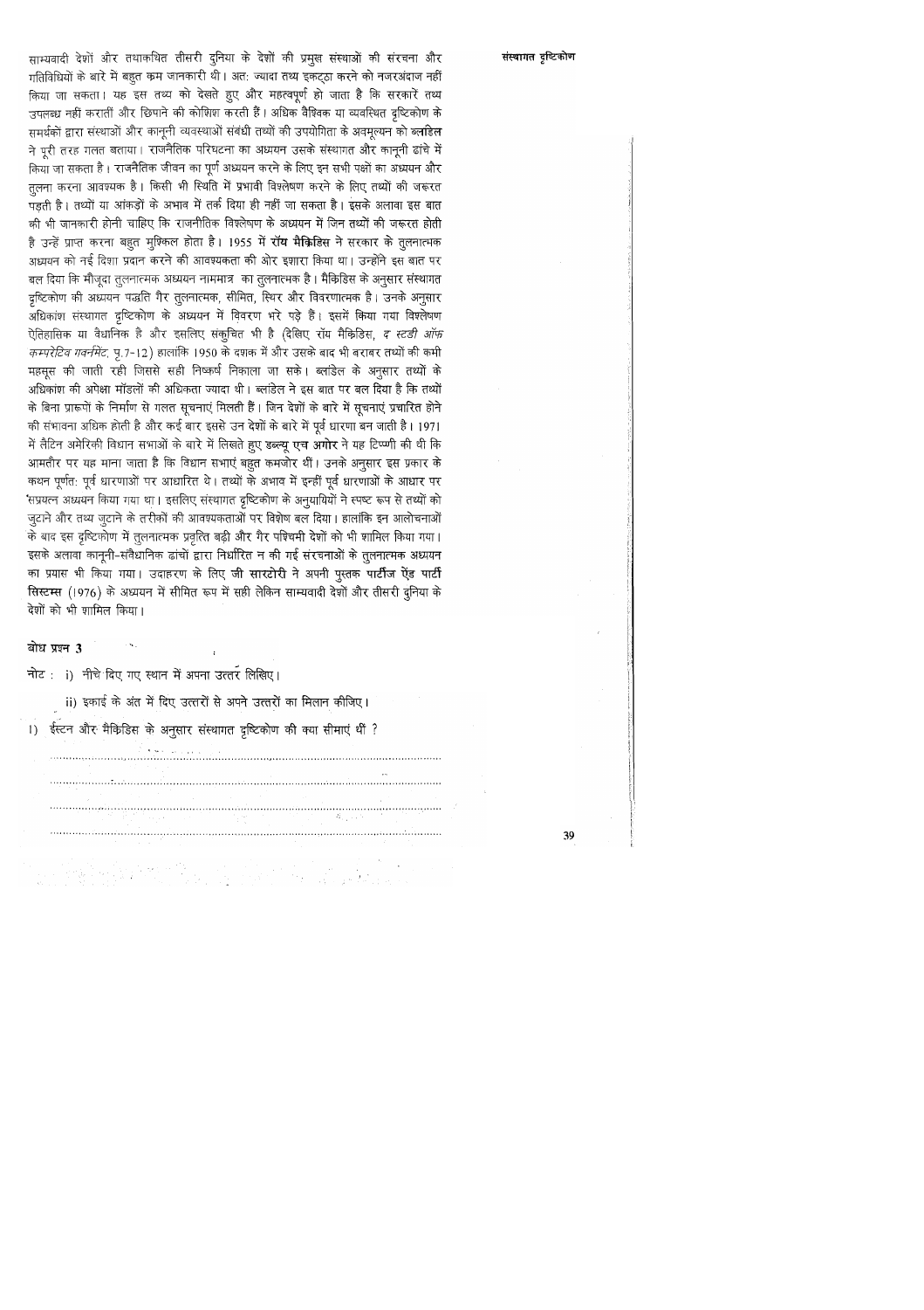साम्यवादी देशों और तथाकथित तीसरी दुनिया के देशों की प्रमुख संस्थाओं की संरचना और गतिविधियों के बारे में बहुत कम जानकारी थी। अतः ज्यादा तथ्य इकट्ठा करने को नजरअंदाज नहीं किया जा सकता। यह इस तथ्य को देखते हुए और महत्वपूर्ण हो जाता है कि सरकारें तथ्य उपलब्ध नहीं करातीं और छिपाने की कोशिश करती हैं। अधिक वैश्विक या व्यवस्थित दृष्टिकोण के समर्थकों द्वारा संस्थाओं और कानूनी व्यवस्थाओं संबंधी तथ्यों की उपयोगिता के अवमूल्यन को **ब्लांडेल** ने पूरी तरह गलत बताया। राजनैतिक परिघटना का अध्ययन उसके संस्थागत और कानूनी ढांचे में किया जा सकता है। राजनैतिक जीवन का पूर्ण अध्ययन करने के लिए इन सभी पक्षों का अध्ययन और तुलना करना आवश्यक है। किसी भी स्थिति में प्रभावी विश्लेषण करने के लिए तथ्यों की जरूरत पड़ती है। तथ्यों या आंकड़ों के अभाव में तर्क दिया ही नहीं जा सकता है। इसके अलावा इस बात की भी जानकारी होनी चाहिए कि राजनीतिक विश्लेषण के अध्ययन में जिन तथ्यों की जरूरत होती है उन्हें प्राप्त करना बहुत मुश्किल होता है। 1955 में **रॉय मैक्रिडिस** ने सरकार के तुलनात्मक अध्ययन को नई दिशा प्रदान करने की आवश्यकता की ओर इशारा किया था। उन्होंने इस बात पर बल दिया कि मौजूदा तुलनात्मक अध्ययन नाममात्र का तुलनात्मक है। मैक्रिडिस के अनुसार संस्थागत दृष्टिकोण की अध्ययन पद्धति गैर तुलनात्मक, सीमित, स्थिर और विवरणात्मक है। उनके अनुसार अधिकांश संस्थागत दृष्टिकोण के अध्ययन में विवरण भरे पड़े हैं। इसमें किया गया विश्लेषण ऐतिहासिक या वैधानिक है और इसलिए संकुचित भी है (देखिए रॉय मैक्रिडिस, *द स्टडी ऑफ कम्परेटिव गवर्नमेंट*, पृ.7-12) हालांकि 1950 के दशक में और उसके बाद भी बराबर तथ्यों की कमी महसूस की जाती रही जिससे सही निष्कर्ष निकाला जा सके। ब्लांडेल के अनुसार तथ्यों के अधिकांश की अपेक्षा मॉडलों की अधिकता ज्यादा थी। ब्लांडेल ने इस बात पर बल दिया है कि तथ्यों के बिना प्रारूपों के निर्माण से गलत सूचनाएं मिलती हैं। जिन देशों के बारे में सूचनाएं प्रचारित होने की संभावना अधिक होती है और कई बार इससे उन देशों के बारे में पूर्व धारणा बन जाती है। 1971 में लैटिन अमेरिकी विधान सभाओं के बारे में लिखते हुए **डब्ल्यू एच अगोर** ने यह टिप्पणी की थी कि आमतौर पर यह माना जाता है कि विधान सभाएं बहुत कमजोर थीं। उनके अनुसार इस प्रकार के कथन पूर्णतः पूर्व धारणाओं पर आधारित थे। तथ्यों के अभाव में इन्हीं पूर्व धारणाओं के आधार पर 'सप्रयत्न अध्ययन किया गया था। इसलिए संस्थागत दृष्टिकोण के अनुयायियों ने स्पष्ट रूप से तथ्यों को जुटाने और तथ्य जुटाने के तरीकों की आवश्यकताओं पर विशेष बल दिया। हालांकि इन आलोचनाओं के बाद इस दृष्टिकोण में तुलनात्मक प्रवृत्ति बढ़ी और गैर पश्चिमी देशों को भी शामिल किया गया। इसके अलावा कानूनी-संवैधानिक ढांचों द्वारा निर्धारित न की गई संरचनाओं के तुलनात्मक अध्ययन का प्रयास भी किया गया। उदाहरण के लिए **जी सारटोरी** ने अपनी पुस्तक **पार्टीज ऐंड पार्टी सिस्टम्स** (1976) के अध्ययन में सीमित रूप में सही लेकिन साम्यवादी देशों और तीसरी दुनिया के देशों को भी शामिल किया।

### बोध प्रश्न 3

नोट : i) नीचे दिए गए स्थान में अपना उत्तर लिखिए।

ii) इकाई के अंत में दिए उत्तरों से अपने उत्तरों का मिलान कीजिए।

1) ईस्टन और मैक्रिडिस के अनुसार संस्थागत दृष्टिकोण की क्या सीमाएं थीं ?

.....................................................................................................

.....................................................................................................

.....................................................................................................

.....................................................................................................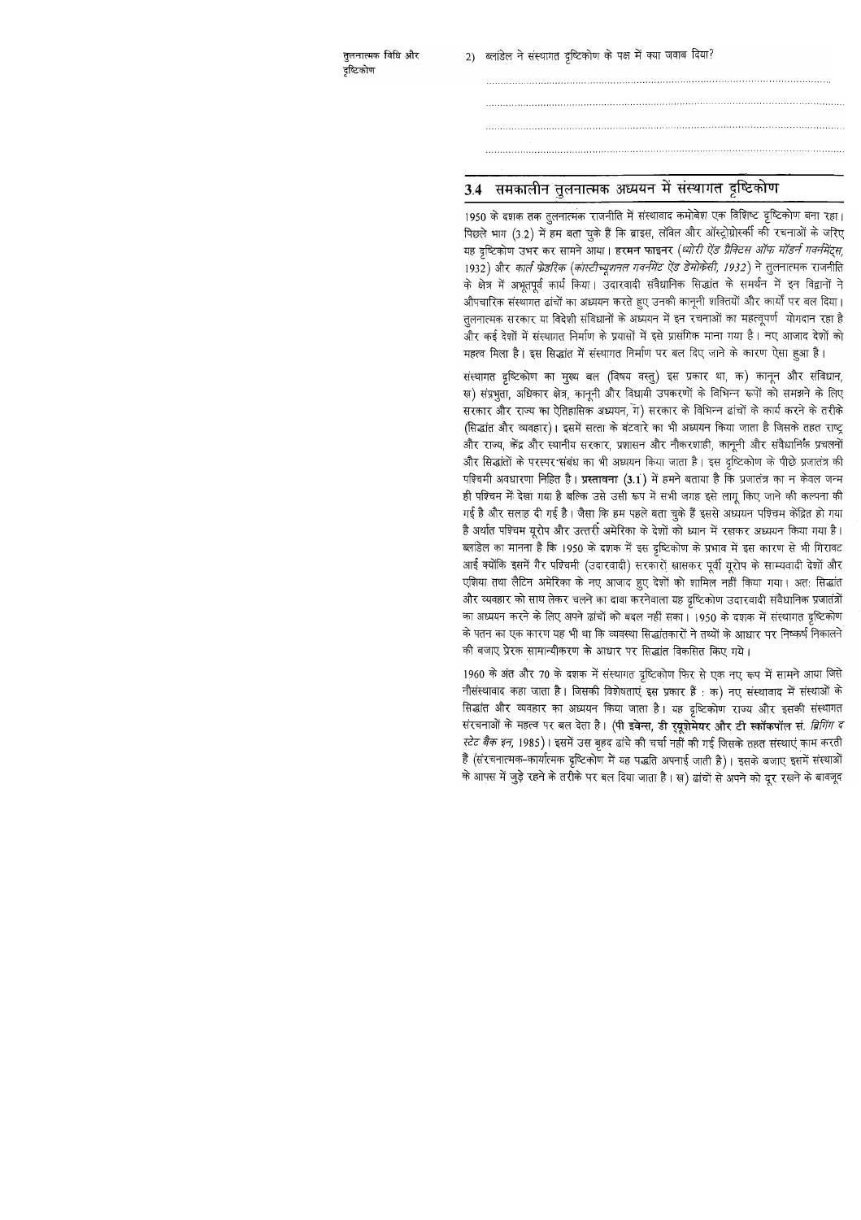2) ब्लांडेल ने संस्थागत दृष्टिकोण के पक्ष में क्या जवाब दिया?

......................................................................................................................

......................................................................................................................

......................................................................................................................

......................................................................................................................

## 3.4 समकालीन तुलनात्मक अध्ययन में संस्थागत दृष्टिकोण

1950 के दशक तक तुलनात्मक राजनीति में संस्थावाद कमोबेश एक विशिष्ट दृष्टिकोण बना रहा। पिछले भाग (3.2) में हम बता चुके हैं कि ब्राइस, लॉवेल और ऑस्ट्रोग्रोर्स्की की रचनाओं के जरिए यह दृष्टिकोण उभर कर सामने आया। **हरमन फाइनर** (*थ्योरी ऐंड प्रैक्टिस ऑफ मॉडर्न गवर्नमेंट्स,* 1932) और *कार्ल फ्रेडरिक* (*कांस्टीच्यूशनल गवर्नमेंट ऐंड डेमोक्रेसी, 1932*) ने तुलनात्मक राजनीति के क्षेत्र में अभूतपूर्व कार्य किया। उदारवादी संवैधानिक सिद्धांत के समर्थन में इन विद्वानों ने औपचारिक संस्थागत ढांचों का अध्ययन करते हुए उनकी कानूनी शक्तियों और कार्यों पर बल दिया। तुलनात्मक सरकार या विदेशी संविधानों के अध्ययन में इन रचनाओं का महत्वपूर्ण योगदान रहा है और कई देशों में संस्थागत निर्माण के प्रयासों में इसे प्रासंगिक माना गया है। नए आजाद देशों को महत्व मिला है। इस सिद्धांत में संस्थागत निर्माण पर बल दिए जाने के कारण ऐसा हुआ है।

संस्थागत दृष्टिकोण का मुख्य बल (विषय वस्तु) इस प्रकार था, क) कानून और संविधान, ख) संप्रभुता, अधिकार क्षेत्र, कानूनी और विधायी उपकरणों के विभिन्न रूपों को समझने के लिए सरकार और राज्य का ऐतिहासिक अध्ययन, ग) सरकार के विभिन्न ढांचों के कार्य करने के तरीके (सिद्धांत और व्यवहार)। इसमें सत्ता के बंटवारे का भी अध्ययन किया जाता है जिसके तहत राष्ट्र और राज्य, केंद्र और स्थानीय सरकार, प्रशासन और नौकरशाही, कानूनी और संवैधानिक प्रचलनों और सिद्धांतों के परस्पर संबंध का भी अध्ययन किया जाता है। इस दृष्टिकोण के पीछे प्रजातंत्र की पश्चिमी अवधारणा निहित है। **प्रस्तावना (3.1)** में हमने बताया है कि प्रजातंत्र का न केवल जन्म ही पश्चिम में देखा गया है बल्कि उसे उसी रूप में सभी जगह इसे लागू किए जाने की कल्पना की गई है और सलाह दी गई है। जैसा कि हम पहले बता चुके हैं इससे अध्ययन पश्चिम केंद्रित हो गया है अर्थात पश्चिम यूरोप और उत्तरी अमेरिका के देशों को ध्यान में रखकर अध्ययन किया गया है। ब्लांडेल का मानना है कि 1950 के दशक में इस दृष्टिकोण के प्रभाव में इस कारण से भी गिरावट आई क्योंकि इसमें गैर पश्चिमी (उदारवादी) सरकारों खासकर पूर्वी यूरोप के साम्यवादी देशों और एशिया तथा लैटिन अमेरिका के नए आजाद हुए देशों को शामिल नहीं किया गया। अतः सिद्धांत और व्यवहार को साथ लेकर चलने का दावा करनेवाला यह दृष्टिकोण उदारवादी संवैधानिक प्रजातंत्रों का अध्ययन करने के लिए अपने ढांचों को बदल नहीं सका। 1950 के दशक में संस्थागत दृष्टिकोण के पतन का एक कारण यह भी था कि व्यवस्था सिद्धांतकारों ने तथ्यों के आधार पर निष्कर्ष निकालने की बजाए प्रेरक सामान्यीकरण के आधार पर सिद्धांत विकसित किए गये।

1960 के अंत और 70 के दशक में संस्थागत दृष्टिकोण फिर से एक नए रूप में सामने आया जिसे नौसंस्थावाद कहा जाता है। जिसकी विशेषताएं इस प्रकार हैं : क) नए संस्थावाद में संस्थाओं के सिद्धांत और व्यवहार का अध्ययन किया जाता है। यह दृष्टिकोण राज्य और इसकी संस्थागत संरचनाओं के महत्व पर बल देता है। (**पी इवेन्स, डी रयूशेमेयर और टी स्कॉकपॉल सं.** *ब्रिंगिंग द स्टेट बैक इन,* 1985)। इसमें उस बृहद ढांचे की चर्चा नहीं की गई जिसके तहत संस्थाएं काम करती हैं (संरचनात्मक-कार्यात्मक दृष्टिकोण में यह पद्धति अपनाई जाती है)। इसके बजाए इसमें संस्थाओं के आपस में जुड़े रहने के तरीके पर बल दिया जाता है। ख) ढांचों से अपने को दूर रखने के बावजूद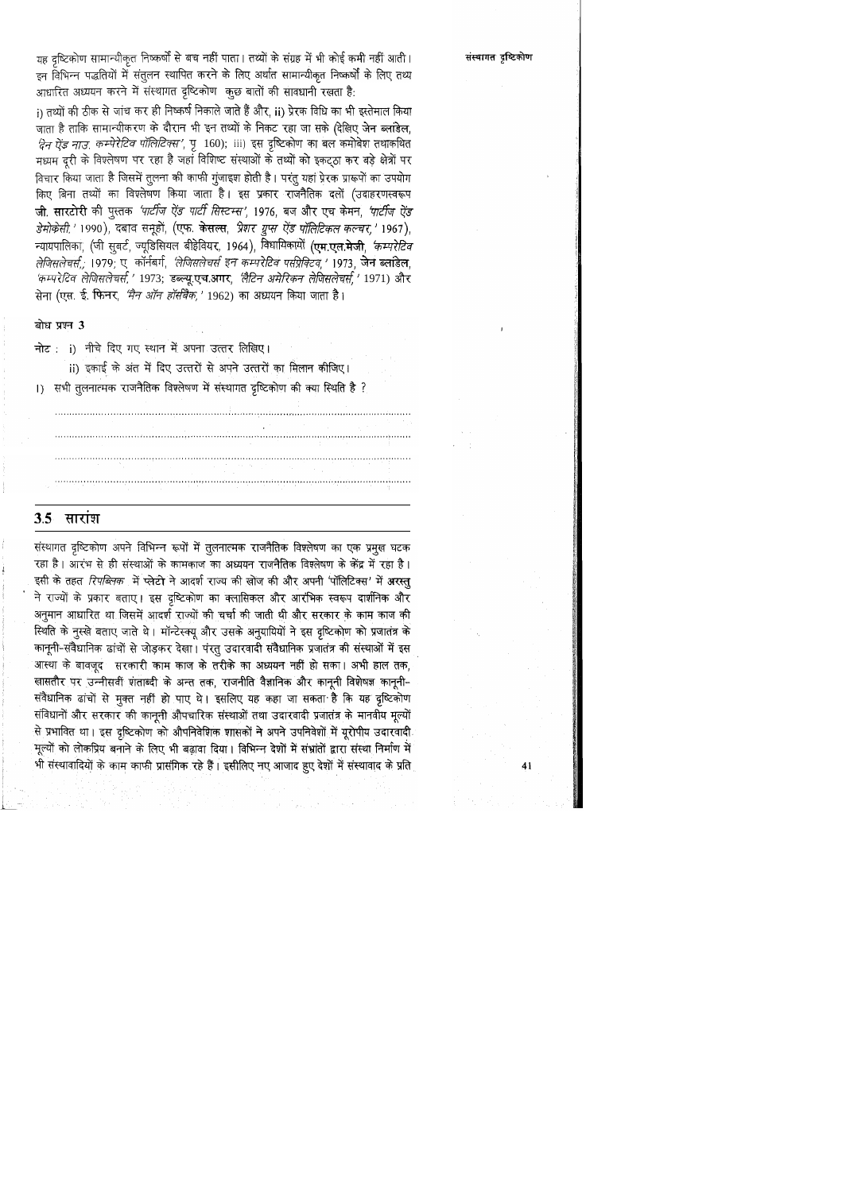यह दृष्टिकोण सामान्यीकृत निष्कर्षों से बच नहीं पाता। तथ्यों के संग्रह में भी कोई कमी नहीं आती। इन विभिन्न पद्धतियों में संतुलन स्थापित करने के लिए अर्थात सामान्यीकृत निष्कर्षों के लिए तथ्य आधारित अध्ययन करने में संस्थागत दृष्टिकोण कुछ बातों की सावधानी रखता है:

i) तथ्यों की ठीक से जांच कर ही निष्कर्ष निकाले जाते हैं और, ii) प्रेरक विधि का भी इस्तेमाल किया जाता है ताकि सामान्यीकरण के दौरान भी इन तथ्यों के निकट रहा जा सके (देखिए **जेन ब्लांडेल**, *दैन ऐंड नाउ: कम्पेरेटिव पॉलिटिक्स'*, पृ 160); iii) इस दृष्टिकोण का बल कमोबेश तथाकथित मध्यम दूरी के विश्लेषण पर रहा है जहां विशिष्ट संस्थाओं के तथ्यों को इकट्ठा कर बड़े क्षेत्रों पर विचार किया जाता है जिसमें तुलना की काफी गुंजाइश होती है। परंतु यहां प्रेरक प्रारूपों का उपयोग किए बिना तथ्यों का विश्लेषण किया जाता है। इस प्रकार राजनैतिक दलों (उदाहरणस्वरूप **जी. सारटोरी** की पुस्तक *'पार्टीज ऐंड पार्टी सिस्टम्स'*, 1976, बज और एच केमन, *'पार्टीज ऐंड डेमोक्रेसी*,' 1990), दबाव समूहों, (एफ. **केसल्स**, *'प्रेशर ग्रुप्स ऐंड पॉलिटिकल कल्चर*,' 1967), न्यायपालिका, (जी सुबर्ट, ज्यूडिसियल बीहेवियर, 1964), विधायिकाओं (**एम.एल.मेजी**, *'कम्परेटिव लेजिसलेचर्स*,, 1979; ए. कॉर्नबर्ग, *'लेजिसलेचर्स इन कम्परेटिव पर्सपेक्टिव*,' 1973, **जेन ब्लांडेल**, *'कम्परेटिव लेजिसलेचर्स*,' 1973; **डब्ल्यू.एच.अगर**, *'लैटिन अमेरिकन लेजिसलेचर्स*,' 1971) और सेना (एस. ई. **फिनर**, *'मैन ऑन हॉर्सबैक*,' 1962) का अध्ययन किया जाता है।

**बोध प्रश्न 3**

**नोट :** i) नीचे दिए गए स्थान में अपना उत्तर लिखिए।

ii) इकाई के अंत में दिए उत्तरों से अपने उत्तरों का मिलान कीजिए।

1) सभी तुलनात्मक राजनैतिक विश्लेषण में संस्थागत दृष्टिकोण की क्या स्थिति है ?

..........................................................................................................

..........................................................................................................

..........................................................................................................

..........................................................................................................

## 3.5 सारांश

संस्थागत दृष्टिकोण अपने विभिन्न रूपों में तुलनात्मक राजनैतिक विश्लेषण का एक प्रमुख घटक रहा है। आरंभ से ही संस्थाओं के कामकाज का अध्ययन राजनैतिक विश्लेषण के केंद्र में रहा है। इसी के तहत *रिपब्लिक* में **प्लेटो** ने आदर्श राज्य की खोज की और अपनी 'पॉलिटिक्स' में **अरस्तु** ने राज्यों के प्रकार बताए। इस दृष्टिकोण का क्लासिकल और आरंभिक स्वरूप दार्शनिक और अनुमान आधारित था जिसमें आदर्श राज्यों की चर्चा की जाती थी और सरकार के काम काज की स्थिति के नुस्खे बताए जाते थे। मॉन्टेस्क्यू और उसके अनुयायियों ने इस दृष्टिकोण को प्रजातंत्र के कानूनी-संवैधानिक ढांचों से जोड़कर देखा। परंतु उदारवादी संवैधानिक प्रजातंत्र की संस्थाओं में इस आस्था के बावजूद सरकारी काम काज के तरीके का अध्ययन नहीं हो सका। अभी हाल तक, खासतौर पर उन्नीसवीं शताब्दी के अन्त तक, राजनीति वैज्ञानिक और कानूनी विशेषज्ञ कानूनी-संवैधानिक ढांचों से मुक्त नहीं हो पाए थे। इसलिए यह कहा जा सकता है कि यह दृष्टिकोण संविधानों और सरकार की कानूनी औपचारिक संस्थाओं तथा उदारवादी प्रजातंत्र के मानवीय मूल्यों से प्रभावित था। इस दृष्टिकोण को औपनिवेशिक शासकों ने अपने उपनिवेशों में यूरोपीय उदारवादी मूल्यों को लोकप्रिय बनाने के लिए भी बढ़ावा दिया। विभिन्न देशों में संभ्रांतों द्वारा संस्था निर्माण में भी संस्थावादियों के काम काफी प्रासंगिक रहे हैं। इसीलिए नए आजाद हुए देशों में संस्थावाद के प्रति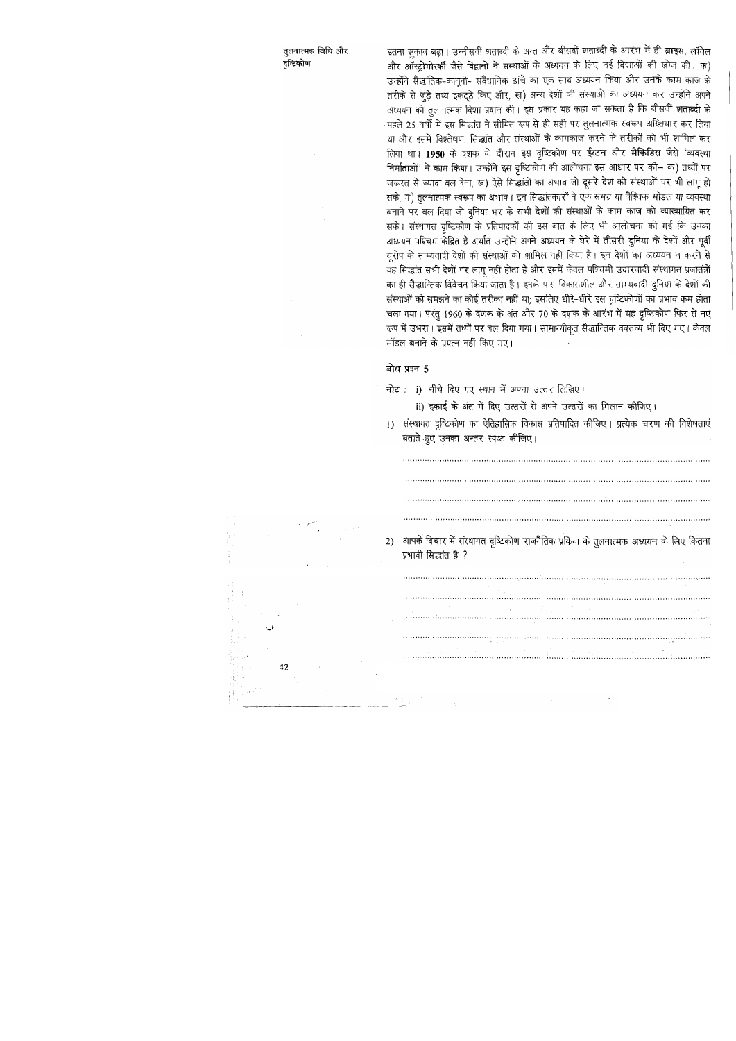इतना झुकाव बढ़ा। उन्नीसवीं शताब्दी के अन्त और बीसवीं शताब्दी के आरंभ में ही **ब्राइस, लॉवेल** और **ऑस्ट्रोगोर्स्की** जैसे विद्वानों ने संस्थाओं के अध्ययन के लिए नई दिशाओं की खोज की। क) उन्होंने सैद्धांतिक-कानूनी- संवैधानिक ढांचे का एक साथ अध्ययन किया और उनके काम काज के तरीके से जुड़े तथ्य इकट्ठे किए और, ख) अन्य देशों की संस्थाओं का अध्ययन कर उन्होंने अपने अध्ययन को तुलनात्मक दिशा प्रदान की। इस प्रकार यह कहा जा सकता है कि बीसवीं शताब्दी के पहले 25 वर्षों में इस सिद्धांत ने सीमित रूप से ही सही पर तुलनात्मक स्वरूप अख्तियार कर लिया था और इसमें विश्लेषण, सिद्धांत और संस्थाओं के कामकाज करने के तरीकों को भी शामिल कर लिया था। **1950** के दशक के दौरान इस दृष्टिकोण पर **ईस्टन** और **मैक्रिडिस** जैसे 'व्यवस्था निर्माताओं' ने काम किया। उन्होंने इस दृष्टिकोण की आलोचना इस आधार पर की– क) तथ्यों पर जरूरत से ज्यादा बल देना, ख) ऐसे सिद्धांतों का अभाव जो दूसरे देश की संस्थाओं पर भी लागू हो सके, ग) तुलनात्मक स्वरूप का अभाव। इन सिद्धांतकारों ने एक समग्र या वैश्विक मॉडल या व्यवस्था बनाने पर बल दिया जो दुनिया भर के सभी देशों की संस्थाओं के काम काज को व्याख्यायित कर सके। संस्थागत दृष्टिकोण के प्रतिपादकों की इस बात के लिए भी आलोचना की गई कि उनका अध्ययन पश्चिम केंद्रित है अर्थात उन्होंने अपने अध्ययन के घेरे में तीसरी दुनिया के देशों और पूर्वी यूरोप के साम्यवादी देशों की संस्थाओं को शामिल नहीं किया है। इन देशों का अध्ययन न करने से यह सिद्धांत सभी देशों पर लागू नहीं होता है और इसमें केवल पश्चिमी उदारवादी संस्थागत प्रजातंत्रों का ही सैद्धान्तिक विवेचन किया जाता है। इनके पास विकासशील और साम्यवादी दुनिया के देशों की संस्थाओं को समझने का कोई तरीका नहीं था; इसलिए धीरे-धीरे इस दृष्टिकोणों का प्रभाव कम होता चला गया। परंतु 1960 के दशक के अंत और 70 के दशक के आरंभ में यह दृष्टिकोण फिर से नए रूप में उभरा। इसमें तथ्यों पर बल दिया गया। सामान्यीकृत सैद्धान्तिक वक्तव्य भी दिए गए। केवल मॉडल बनाने के प्रयत्न नहीं किए गए।

### बोध प्रश्न 5

**नोट :** i) नीचे दिए गए स्थान में अपना उत्तर लिखिए।

ii) इकाई के अंत में दिए उत्तरों से अपने उत्तरों का मिलान कीजिए।

1) संस्थागत दृष्टिकोण का ऐतिहासिक विकास प्रतिपादित कीजिए। प्रत्येक चरण की विशेषताएं बताते हुए उनका अन्तर स्पष्ट कीजिए।

.............................................................................................................

.............................................................................................................

.............................................................................................................

.............................................................................................................

2) आपके विचार में संस्थागत दृष्टिकोण राजनैतिक प्रक्रिया के तुलनात्मक अध्ययन के लिए कितना प्रभावी सिद्धांत है ?

.............................................................................................................

.............................................................................................................

.............................................................................................................

.............................................................................................................

.............................................................................................................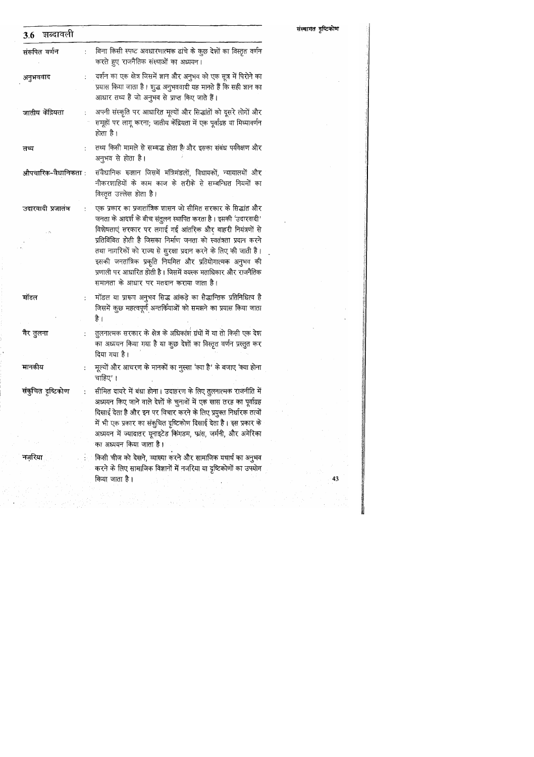## 3.6 शब्दावली

**संरूपित वर्णन** : बिना किसी स्पष्ट अवधारणात्मक ढांचे के कुछ देशों का विस्तृत वर्णन करते हुए राजनैतिक संस्थाओं का अध्ययन।

**अनुभववाद** : दर्शन का एक क्षेत्र जिसमें ज्ञान और अनुभव को एक सूत्र में पिरोने का प्रयास किया जाता है। शुद्ध अनुभववादी यह मानते हैं कि सही ज्ञान का आधार तथ्य हैं जो अनुभव से प्राप्त किए जाते हैं।

**जातीय केंद्रियता** : अपनी संस्कृति पर आधारित मूल्यों और सिद्धांतों को दूसरे लोगों और समूहों पर लागू करना; जातीय केंद्रियता में एक पूर्वाग्रह या मिथ्यावर्णन होता है।

**तथ्य** : तथ्य किसी मामले से सम्बद्ध होता है और इसका संबंध पर्यवेक्षण और अनुभव से होता है।

**औपचारिक-वैधानिकता** : संवैधानिक रूझान जिसमें मंत्रिमंडलों, विधायकों, न्यायालयों और नौकरशाहियों के काम काज के तरीके से सम्बन्धित नियमों का विस्तृत उल्लेख होता है।

**उदारवादी प्रजातंत्र** : एक प्रकार का प्रजातांत्रिक शासन जो सीमित सरकार के सिद्धांत और जनता के आदर्श के बीच संतुलन स्थापित करता है। इसकी 'उदारवादी' विशेषताएं सरकार पर लगाई गई आंतरिक और बाहरी नियंत्रणों से प्रतिबिंबित होती है जिसका निर्माण जनता को स्वतंत्रता प्रदान करने तथा नागरिकों को राज्य से सुरक्षा प्रदान करने के लिए की जाती है। इसकी जनतांत्रिक प्रकृति नियमित और प्रतियोगात्मक अनुभव की प्रणाली पर आधारित होती है। जिसमें वयस्क मताधिकार और राजनैतिक समानता के आधार पर मतदान कराया जाता है।

**मॉडल** : मॉडल या प्रारूप अनुभव सिद्ध आंकड़े का सैद्धान्तिक प्रतिनिधित्व है जिसमें कुछ महत्वपूर्ण अन्तर्क्रियाओं को समझने का प्रयास किया जाता है।

**गैर तुलना** : तुलनात्मक सरकार के क्षेत्र के अधिकांश ग्रंथों में या तो किसी एक देश का अध्ययन किया गया है या कुछ देशों का विस्तृत वर्णन प्रस्तुत कर दिया गया है।

**मानकीय** : मूल्यों और आचरण के मानकों का नुस्खा 'क्या है' के बजाए 'क्या होना चाहिए'।

**संकुचित दृष्टिकोण** : सीमित दायरे में बंधा होना। उदाहरण के लिए तुलनात्मक राजनीति में अध्ययन किए जाने वाले देशों के चुनावों में एक खास तरह का पूर्वाग्रह दिखाई देता है और इन पर विचार करने के लिए प्रयुक्त निर्धारक तत्वों में भी एक प्रकार का संकुचित दृष्टिकोण दिखाई देता है। इस प्रकार के अध्ययन में ज्यादातर यूनाइटेड किंगडम, फ्रांस, जर्मनी, और अमेरिका का अध्ययन किया जाता है।

**नज़रिया** : किसी चीज को देखने, व्याख्या करने और सामाजिक यथार्थ का अनुभव करने के लिए सामाजिक विज्ञानों में नजरिया या दृष्टिकोणों का उपयोग किया जाता है।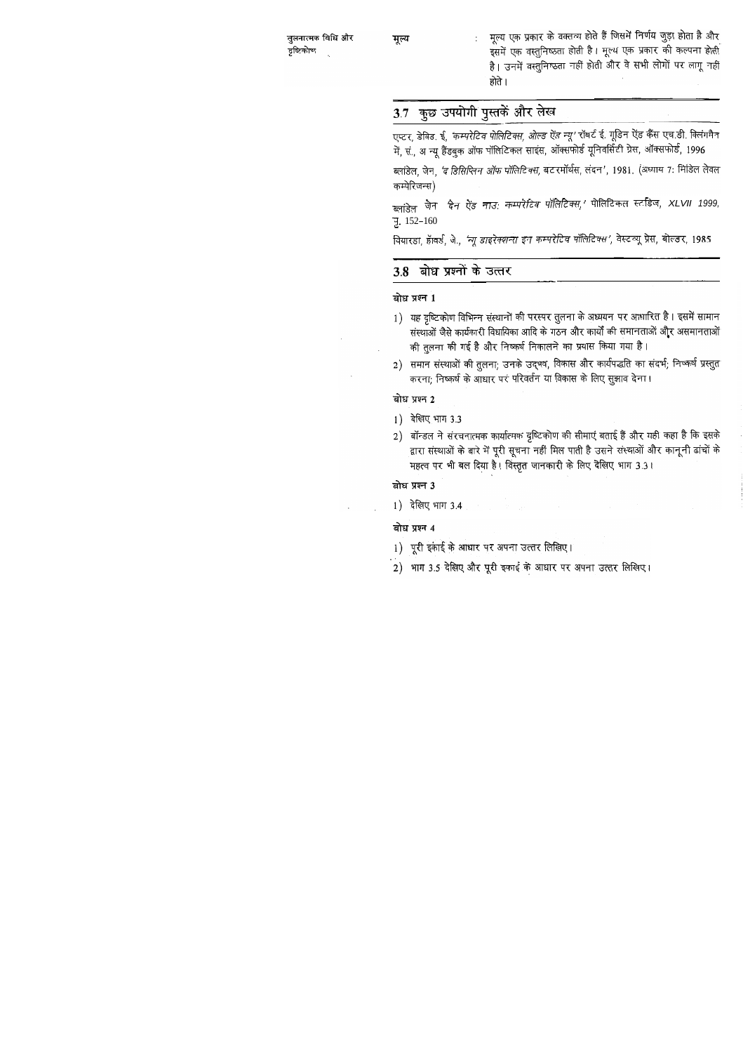मूल्य : मूल्य एक प्रकार के वक्तव्य होते हैं जिसमें निर्णय जुड़ा होता है और इसमें एक वस्तुनिष्ठता होती है। मूल्य एक प्रकार की कल्पना होती है। उनमें वस्तुनिष्ठता नहीं होती और वे सभी लोगों पर लागू नहीं होते।

## 3.7 कुछ उपयोगी पुस्तकें और लेख

एप्टर, डेविड. ई, *'कम्परेटिव पोलिटिक्स, ओल्ड ऐंड न्यू'* रॉबर्ट ई. गूडिन ऐंड कैंस एच.डी. क्लिंगमैन में, सं., अ न्यू हैंडबुक ऑफ पॉलिटिकल साइंस, ऑक्सफोर्ड यूनिवर्सिटी प्रेस, ऑक्सफोर्ड, 1996

ब्लांडेल, जेन, *'द डिसिप्लिन ऑफ पॉलिटिक्स,* बटरमॉर्थस, लंदन', 1981. (अध्याय 7: मिडिल लेवल कम्पेरिजन्स)

ब्लांडेल जेन *'दैन ऐंड नाउ: कम्परेटिव पॉलिटिक्स,'* पोलिटिकल स्टडिज, *XLVII 1999,* पृ. 152–160

वियारडा, हॉवर्ड, जे., *'न्यू डाइरेक्शन्स इन कम्परेटिव पॉलिटिक्स'*, वेस्टव्यू प्रेस, बोल्डर, 1985

## 3.8 बोध प्रश्नों के उत्तर

### बोध प्रश्न 1

1) यह दृष्टिकोण विभिन्न संस्थानों की परस्पर तुलना के अध्ययन पर आधारित है। इसमें सामान संस्थाओं जैसे कार्यकारी विधायिका आदि के गठन और कार्यों की समानताओं और असमानताओं की तुलना की गई है और निष्कर्ष निकालने का प्रयास किया गया है।

2) समान संस्थाओं की तुलना; उनके उद्भव, विकास और कार्यपद्धति का संदर्भ; निष्कर्ष प्रस्तुत करना; निष्कर्ष के आधार पर परिवर्तन या विकास के लिए सुझाव देना।

### बोध प्रश्न 2

1) देखिए भाग 3.3

2) ब्लॉन्डल ने संरचनात्मक कार्यात्मक दृष्टिकोण की सीमाएं बताई हैं और यही कहा है कि इसके द्वारा संस्थाओं के बारे में पूरी सूचना नहीं मिल पाती है उसने संस्थाओं और कानूनी ढांचों के महत्व पर भी बल दिया है। विस्तृत जानकारी के लिए देखिए भाग 3.3।

### बोध प्रश्न 3

1) देखिए भाग 3.4

### बोध प्रश्न 4

1) पूरी इकाई के आधार पर अपना उत्तर लिखिए।

2) भाग 3.5 देखिए और पूरी इकाई के आधार पर अपना उत्तर लिखिए।